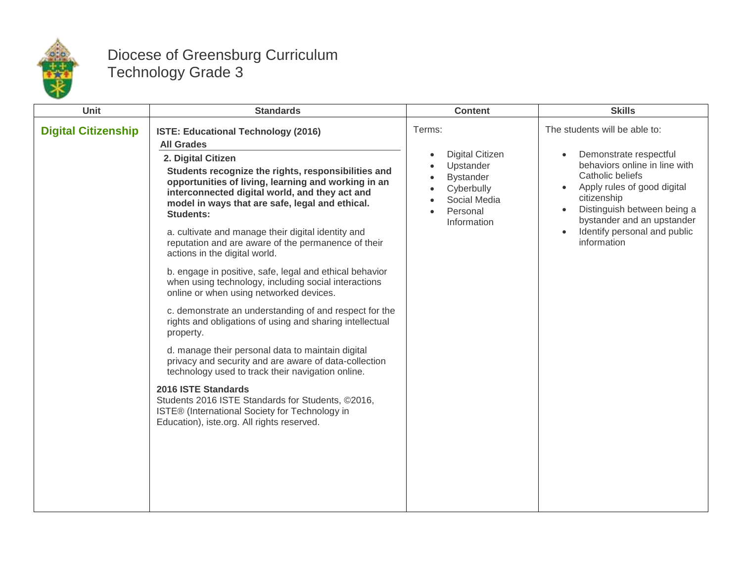# Diocese of Greensburg Curriculum
# Technology Grade 3

| Unit | Standards | Content | Skills |
|---|---|---|---|
| **Digital Citizenship** | **ISTE: Educational Technology (2016)**<br>**All Grades**<br>**2. Digital Citizen**<br>**Students recognize the rights, responsibilities and opportunities of living, learning and working in an interconnected digital world, and they act and model in ways that are safe, legal and ethical. Students:**<br><br>a. cultivate and manage their digital identity and reputation and are aware of the permanence of their actions in the digital world.<br><br>b. engage in positive, safe, legal and ethical behavior when using technology, including social interactions online or when using networked devices.<br><br>c. demonstrate an understanding of and respect for the rights and obligations of using and sharing intellectual property.<br><br>d. manage their personal data to maintain digital privacy and security and are aware of data-collection technology used to track their navigation online.<br><br>**2016 ISTE Standards**<br>Students 2016 ISTE Standards for Students, ©2016, ISTE® (International Society for Technology in Education), iste.org. All rights reserved. | Terms:<br><br>• Digital Citizen<br>• Upstander<br>• Bystander<br>• Cyberbully<br>• Social Media<br>• Personal Information | The students will be able to:<br><br>• Demonstrate respectful behaviors online in line with Catholic beliefs<br>• Apply rules of good digital citizenship<br>• Distinguish between being a bystander and an upstander<br>• Identify personal and public information |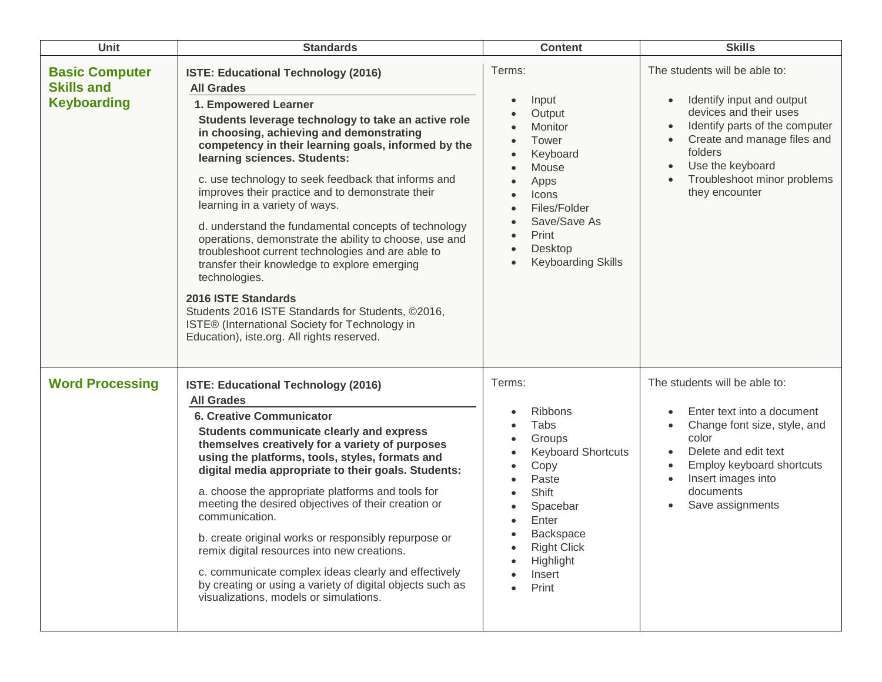| Unit | Standards | Content | Skills |
| --- | --- | --- | --- |
| **Basic Computer Skills and Keyboarding** | **ISTE: Educational Technology (2016)**<br>**All Grades**<br>**1. Empowered Learner**<br>**Students leverage technology to take an active role in choosing, achieving and demonstrating competency in their learning goals, informed by the learning sciences. Students:**<br>c. use technology to seek feedback that informs and improves their practice and to demonstrate their learning in a variety of ways.<br>d. understand the fundamental concepts of technology operations, demonstrate the ability to choose, use and troubleshoot current technologies and are able to transfer their knowledge to explore emerging technologies.<br>**2016 ISTE Standards**<br>Students 2016 ISTE Standards for Students, ©2016, ISTE® (International Society for Technology in Education), iste.org. All rights reserved. | Terms:<br>• Input<br>• Output<br>• Monitor<br>• Tower<br>• Keyboard<br>• Mouse<br>• Apps<br>• Icons<br>• Files/Folder<br>• Save/Save As<br>• Print<br>• Desktop<br>• Keyboarding Skills | The students will be able to:<br>• Identify input and output devices and their uses<br>• Identify parts of the computer<br>• Create and manage files and folders<br>• Use the keyboard<br>• Troubleshoot minor problems they encounter |
| **Word Processing** | **ISTE: Educational Technology (2016)**<br>**All Grades**<br>**6. Creative Communicator**<br>**Students communicate clearly and express themselves creatively for a variety of purposes using the platforms, tools, styles, formats and digital media appropriate to their goals. Students:**<br>a. choose the appropriate platforms and tools for meeting the desired objectives of their creation or communication.<br>b. create original works or responsibly repurpose or remix digital resources into new creations.<br>c. communicate complex ideas clearly and effectively by creating or using a variety of digital objects such as visualizations, models or simulations. | Terms:<br>• Ribbons<br>• Tabs<br>• Groups<br>• Keyboard Shortcuts<br>• Copy<br>• Paste<br>• Shift<br>• Spacebar<br>• Enter<br>• Backspace<br>• Right Click<br>• Highlight<br>• Insert<br>• Print | The students will be able to:<br>• Enter text into a document<br>• Change font size, style, and color<br>• Delete and edit text<br>• Employ keyboard shortcuts<br>• Insert images into documents<br>• Save assignments |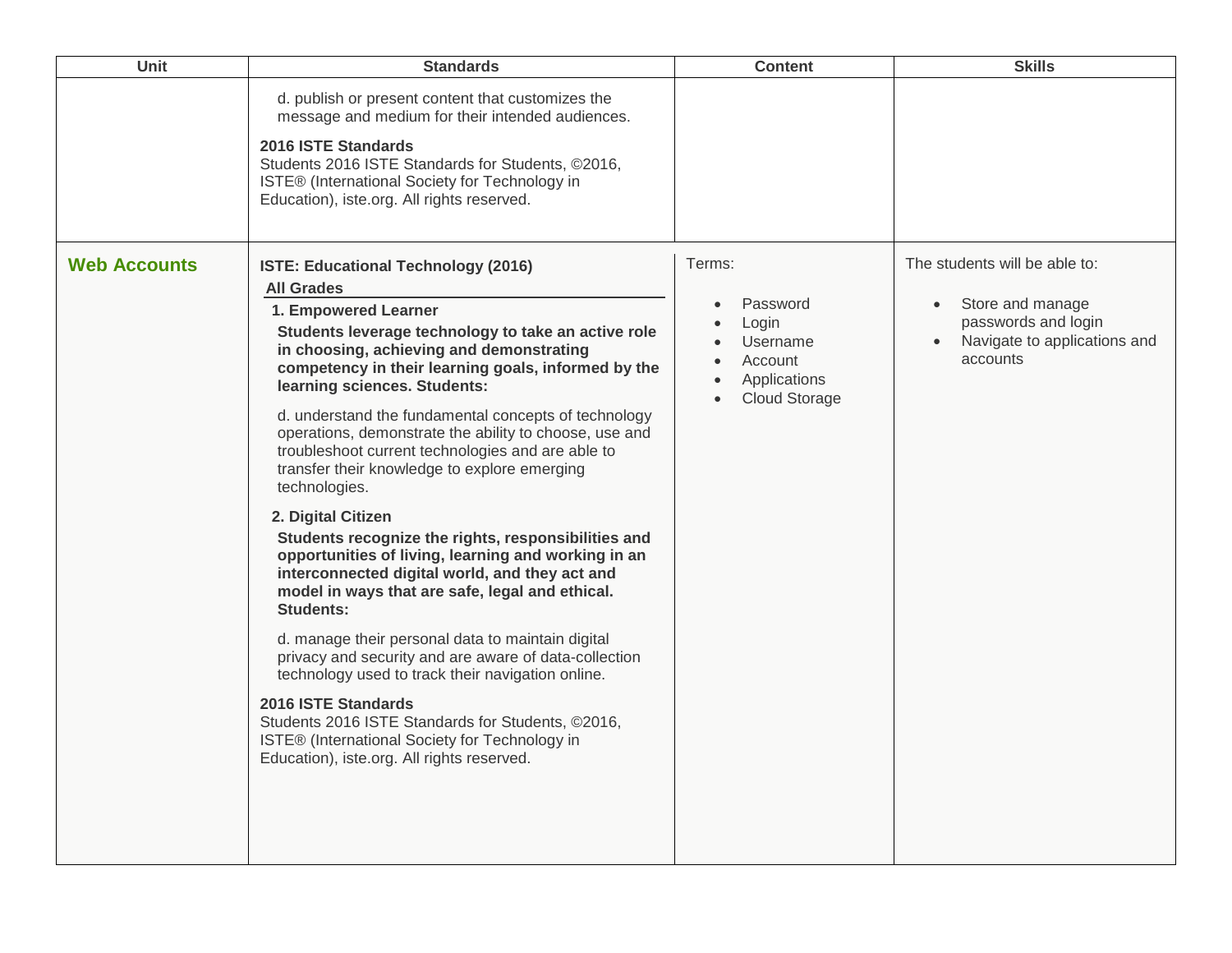| Unit | Standards | Content | Skills |
| --- | --- | --- | --- |
| | d. publish or present content that customizes the message and medium for their intended audiences.<br><br>**2016 ISTE Standards**<br>Students 2016 ISTE Standards for Students, ©2016, ISTE® (International Society for Technology in Education), iste.org. All rights reserved. | | |
| **Web Accounts** | **ISTE: Educational Technology (2016)**<br>**All Grades**<br>**1. Empowered Learner**<br>**Students leverage technology to take an active role in choosing, achieving and demonstrating competency in their learning goals, informed by the learning sciences. Students:**<br><br>d. understand the fundamental concepts of technology operations, demonstrate the ability to choose, use and troubleshoot current technologies and are able to transfer their knowledge to explore emerging technologies.<br><br>**2. Digital Citizen**<br>**Students recognize the rights, responsibilities and opportunities of living, learning and working in an interconnected digital world, and they act and model in ways that are safe, legal and ethical. Students:**<br><br>d. manage their personal data to maintain digital privacy and security and are aware of data-collection technology used to track their navigation online.<br><br>**2016 ISTE Standards**<br>Students 2016 ISTE Standards for Students, ©2016, ISTE® (International Society for Technology in Education), iste.org. All rights reserved. | Terms:<br><br>• Password<br>• Login<br>• Username<br>• Account<br>• Applications<br>• Cloud Storage | The students will be able to:<br><br>• Store and manage passwords and login<br>• Navigate to applications and accounts |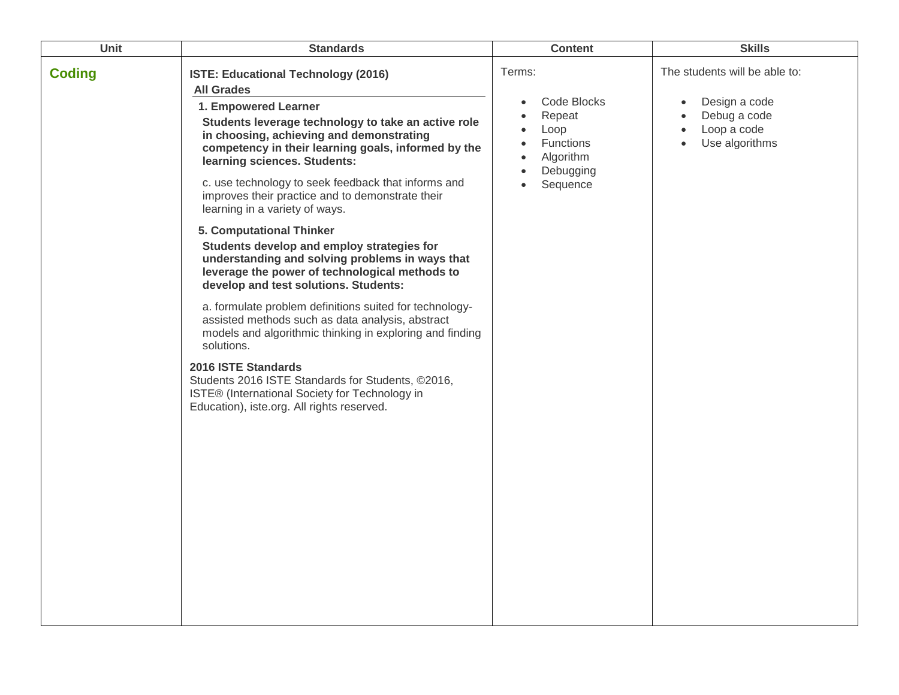| Unit | Standards | Content | Skills |
| --- | --- | --- | --- |
| **Coding** | **ISTE: Educational Technology (2016)**<br>**All Grades**<br>**1. Empowered Learner**<br>**Students leverage technology to take an active role in choosing, achieving and demonstrating competency in their learning goals, informed by the learning sciences. Students:**<br>c. use technology to seek feedback that informs and improves their practice and to demonstrate their learning in a variety of ways.<br>**5. Computational Thinker**<br>**Students develop and employ strategies for understanding and solving problems in ways that leverage the power of technological methods to develop and test solutions. Students:**<br>a. formulate problem definitions suited for technology-assisted methods such as data analysis, abstract models and algorithmic thinking in exploring and finding solutions.<br>**2016 ISTE Standards**<br>Students 2016 ISTE Standards for Students, ©2016, ISTE® (International Society for Technology in Education), iste.org. All rights reserved. | Terms:<br>• Code Blocks<br>• Repeat<br>• Loop<br>• Functions<br>• Algorithm<br>• Debugging<br>• Sequence | The students will be able to:<br>• Design a code<br>• Debug a code<br>• Loop a code<br>• Use algorithms |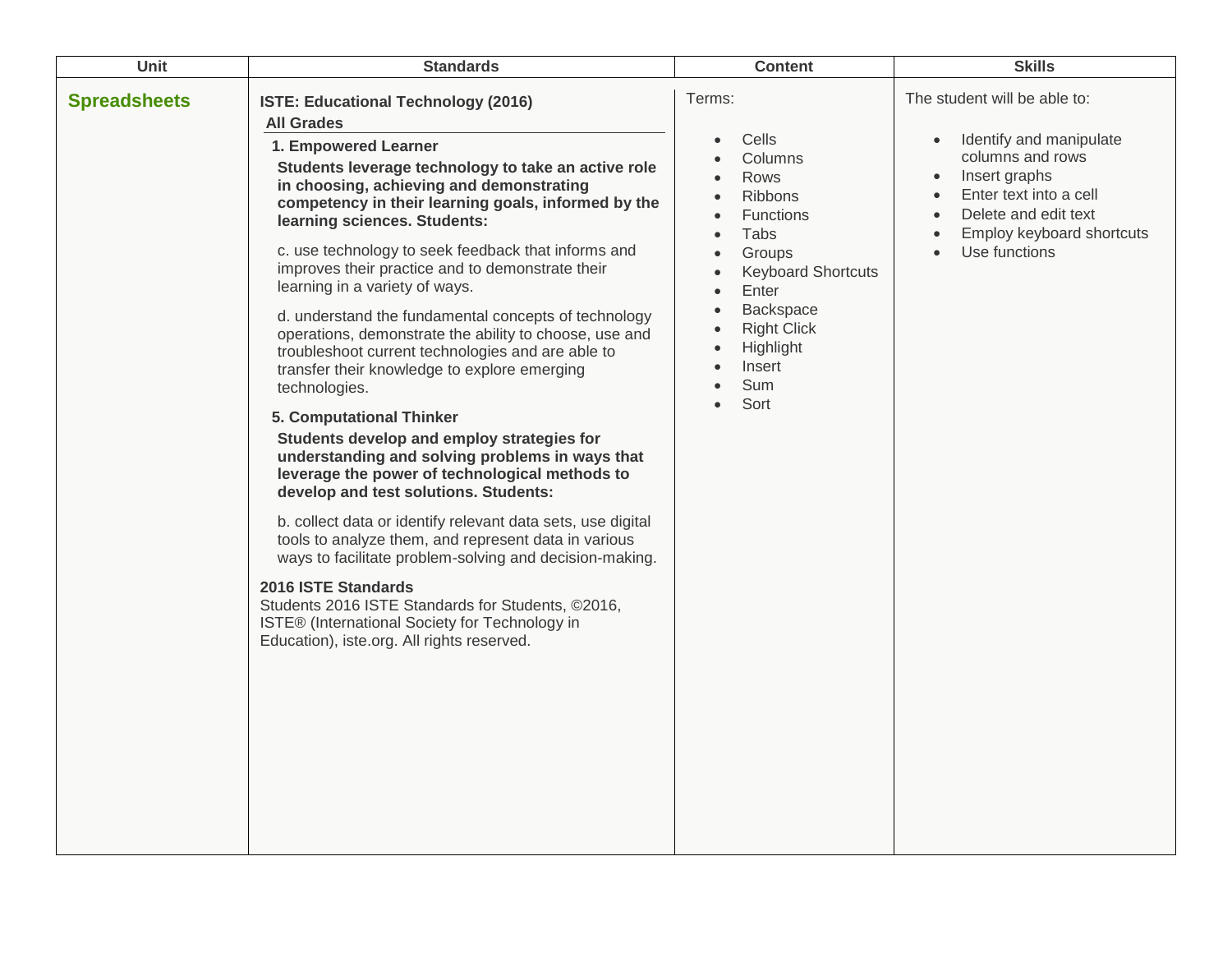| Unit | Standards | Content | Skills |
|---|---|---|---|
| **Spreadsheets** | **ISTE: Educational Technology (2016)**<br>**All Grades**<br>**1. Empowered Learner**<br>**Students leverage technology to take an active role in choosing, achieving and demonstrating competency in their learning goals, informed by the learning sciences. Students:**<br>c. use technology to seek feedback that informs and improves their practice and to demonstrate their learning in a variety of ways.<br>d. understand the fundamental concepts of technology operations, demonstrate the ability to choose, use and troubleshoot current technologies and are able to transfer their knowledge to explore emerging technologies.<br>**5. Computational Thinker**<br>**Students develop and employ strategies for understanding and solving problems in ways that leverage the power of technological methods to develop and test solutions. Students:**<br>b. collect data or identify relevant data sets, use digital tools to analyze them, and represent data in various ways to facilitate problem-solving and decision-making.<br>**2016 ISTE Standards**<br>Students 2016 ISTE Standards for Students, ©2016, ISTE® (International Society for Technology in Education), iste.org. All rights reserved. | Terms:<br>• Cells<br>• Columns<br>• Rows<br>• Ribbons<br>• Functions<br>• Tabs<br>• Groups<br>• Keyboard Shortcuts<br>• Enter<br>• Backspace<br>• Right Click<br>• Highlight<br>• Insert<br>• Sum<br>• Sort | The student will be able to:<br>• Identify and manipulate columns and rows<br>• Insert graphs<br>• Enter text into a cell<br>• Delete and edit text<br>• Employ keyboard shortcuts<br>• Use functions |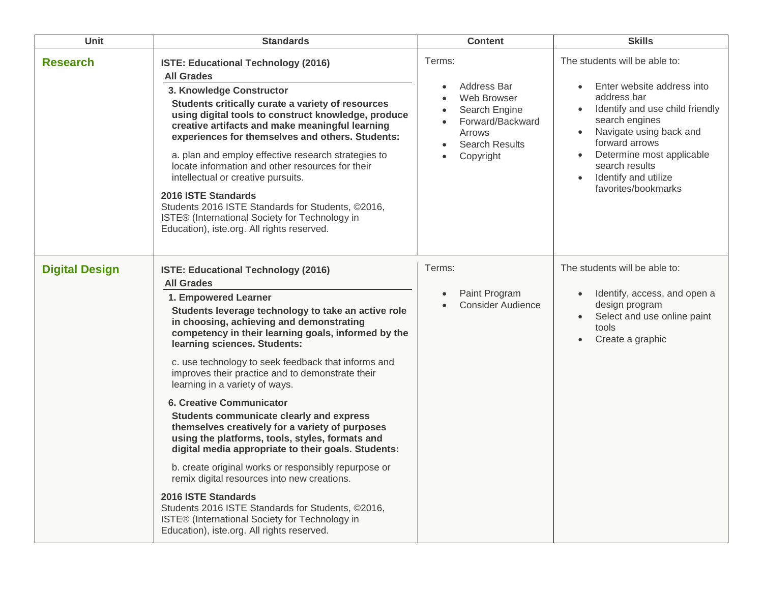| Unit | Standards | Content | Skills |
|---|---|---|---|
| **Research** | **ISTE: Educational Technology (2016)**<br>**All Grades**<br>**3. Knowledge Constructor**<br>**Students critically curate a variety of resources using digital tools to construct knowledge, produce creative artifacts and make meaningful learning experiences for themselves and others. Students:**<br>a. plan and employ effective research strategies to locate information and other resources for their intellectual or creative pursuits.<br>**2016 ISTE Standards**<br>Students 2016 ISTE Standards for Students, ©2016, ISTE® (International Society for Technology in Education), iste.org. All rights reserved. | Terms:<br>• Address Bar<br>• Web Browser<br>• Search Engine<br>• Forward/Backward Arrows<br>• Search Results<br>• Copyright | The students will be able to:<br>• Enter website address into address bar<br>• Identify and use child friendly search engines<br>• Navigate using back and forward arrows<br>• Determine most applicable search results<br>• Identify and utilize favorites/bookmarks |
| **Digital Design** | **ISTE: Educational Technology (2016)**<br>**All Grades**<br>**1. Empowered Learner**<br>**Students leverage technology to take an active role in choosing, achieving and demonstrating competency in their learning goals, informed by the learning sciences. Students:**<br>c. use technology to seek feedback that informs and improves their practice and to demonstrate their learning in a variety of ways.<br>**6. Creative Communicator**<br>**Students communicate clearly and express themselves creatively for a variety of purposes using the platforms, tools, styles, formats and digital media appropriate to their goals. Students:**<br>b. create original works or responsibly repurpose or remix digital resources into new creations.<br>**2016 ISTE Standards**<br>Students 2016 ISTE Standards for Students, ©2016, ISTE® (International Society for Technology in Education), iste.org. All rights reserved. | Terms:<br>• Paint Program<br>• Consider Audience | The students will be able to:<br>• Identify, access, and open a design program<br>• Select and use online paint tools<br>• Create a graphic |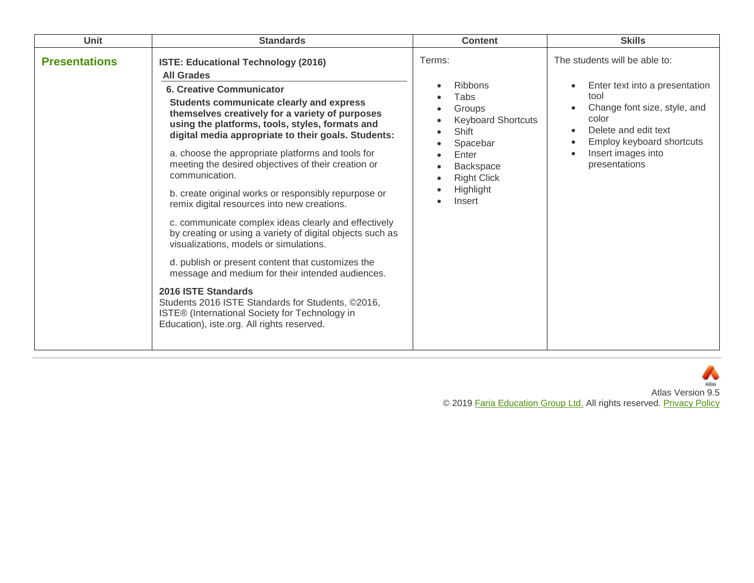| Unit | Standards | Content | Skills |
|---|---|---|---|
| **Presentations** | **ISTE: Educational Technology (2016)**<br>**All Grades**<br>**6. Creative Communicator**<br>**Students communicate clearly and express themselves creatively for a variety of purposes using the platforms, tools, styles, formats and digital media appropriate to their goals. Students:**<br>a. choose the appropriate platforms and tools for meeting the desired objectives of their creation or communication.<br>b. create original works or responsibly repurpose or remix digital resources into new creations.<br>c. communicate complex ideas clearly and effectively by creating or using a variety of digital objects such as visualizations, models or simulations.<br>d. publish or present content that customizes the message and medium for their intended audiences.<br>**2016 ISTE Standards**<br>Students 2016 ISTE Standards for Students, ©2016, ISTE® (International Society for Technology in Education), iste.org. All rights reserved. | Terms:<br>• Ribbons<br>• Tabs<br>• Groups<br>• Keyboard Shortcuts<br>• Shift<br>• Spacebar<br>• Enter<br>• Backspace<br>• Right Click<br>• Highlight<br>• Insert | The students will be able to:<br>• Enter text into a presentation tool<br>• Change font size, style, and color<br>• Delete and edit text<br>• Employ keyboard shortcuts<br>• Insert images into presentations |

Atlas Version 9.5
© 2019 Faria Education Group Ltd. All rights reserved. Privacy Policy